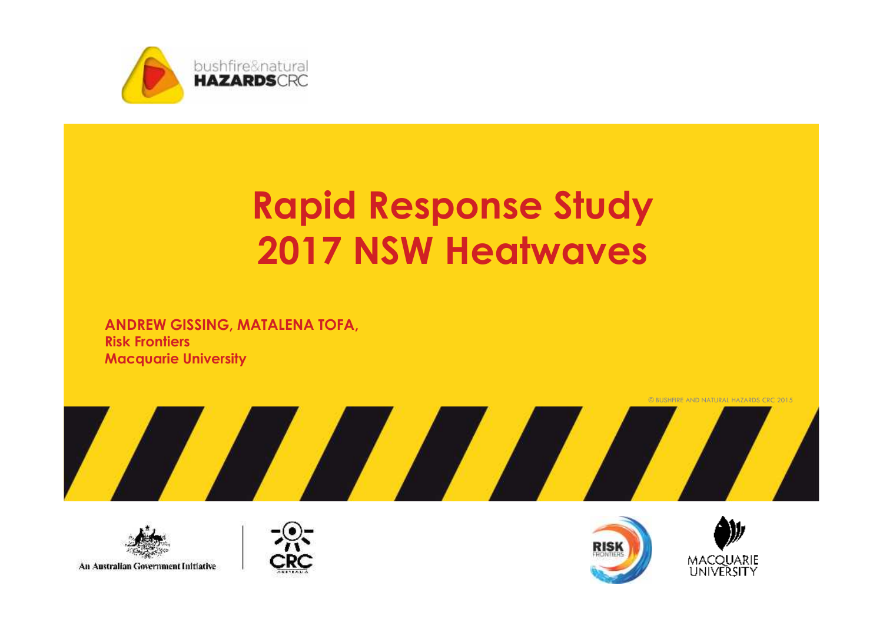bushfire&natural HAZARDSCRC

# Rapid Response Study 2017 NSW Heatwaves

**ANDREW GISSING, MATALENA TOFA,**
**Risk Frontiers**
**Macquarie University**

© BUSHFIRE AND NATURAL HAZARDS CRC 2015

An Australian Government Initiative

CRC AUSTRALIA

RISK FRONTIERS

MACQUARIE UNIVERSITY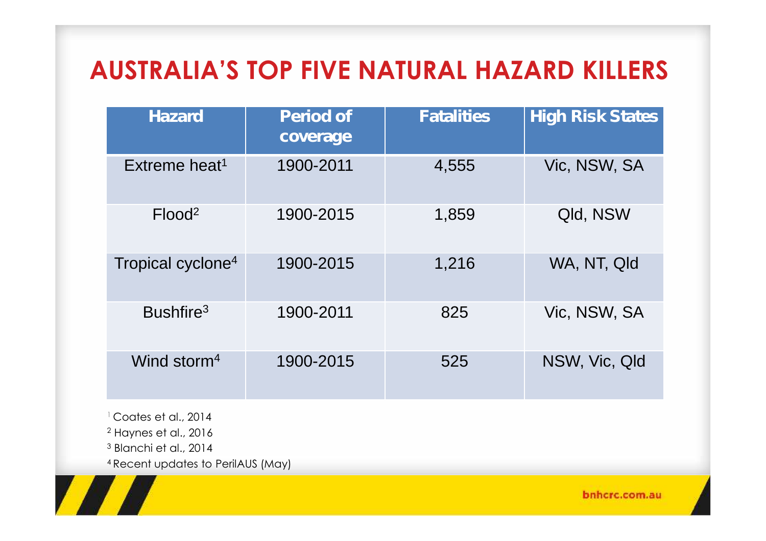# AUSTRALIA'S TOP FIVE NATURAL HAZARD KILLERS

| Hazard | Period of coverage | Fatalities | High Risk States |
|---|---|---|---|
| Extreme heat[1] | 1900-2011 | 4,555 | Vic, NSW, SA |
| Flood[2] | 1900-2015 | 1,859 | Qld, NSW |
| Tropical cyclone[4] | 1900-2015 | 1,216 | WA, NT, Qld |
| Bushfire[3] | 1900-2011 | 825 | Vic, NSW, SA |
| Wind storm[4] | 1900-2015 | 525 | NSW, Vic, Qld |

[1] Coates et al., 2014
[2] Haynes et al., 2016
[3] Blanchi et al., 2014
[4] Recent updates to PerilAUS (May)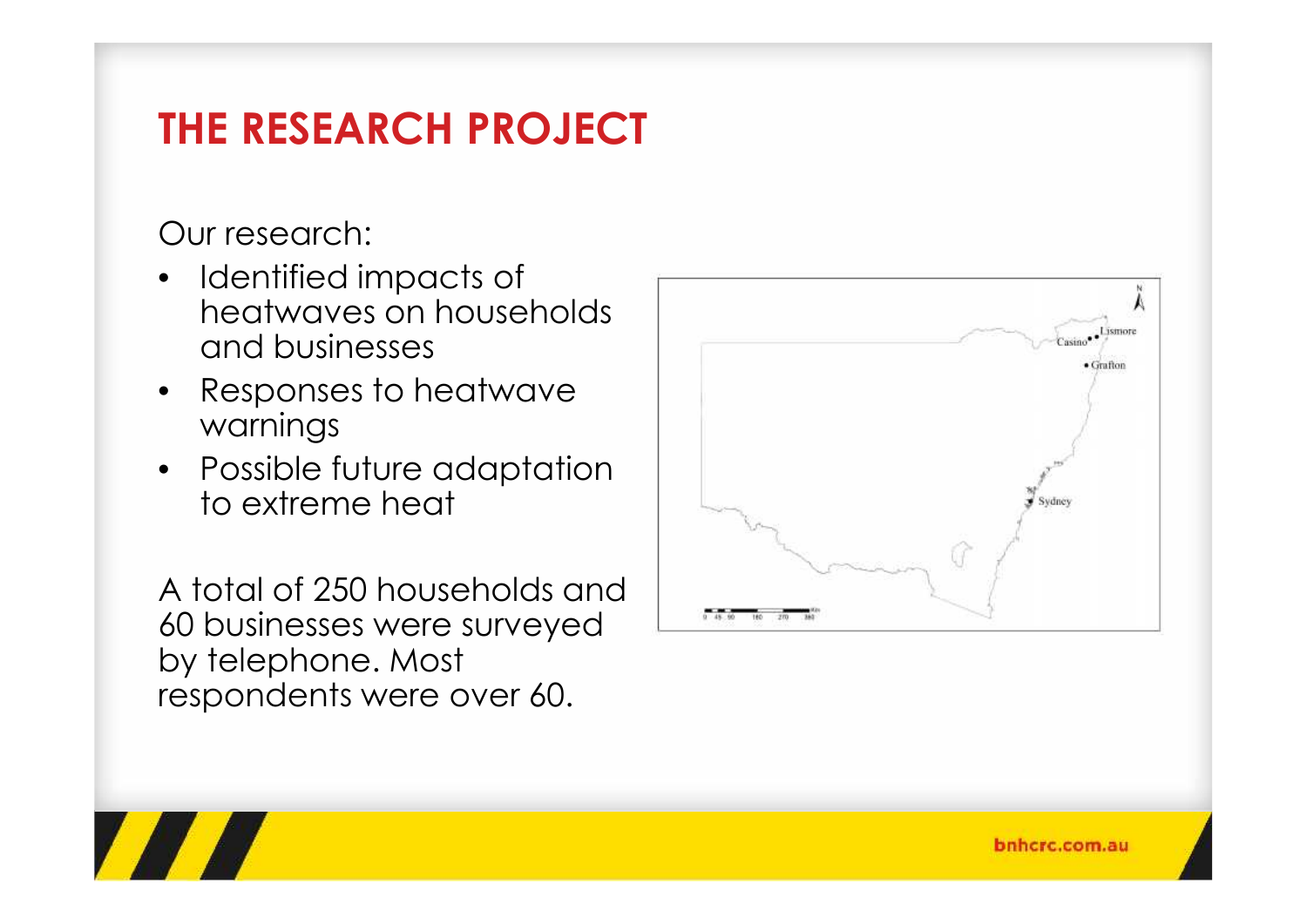# THE RESEARCH PROJECT

Our research:

- Identified impacts of heatwaves on households and businesses
- Responses to heatwave warnings
- Possible future adaptation to extreme heat

A total of 250 households and 60 businesses were surveyed by telephone. Most respondents were over 60.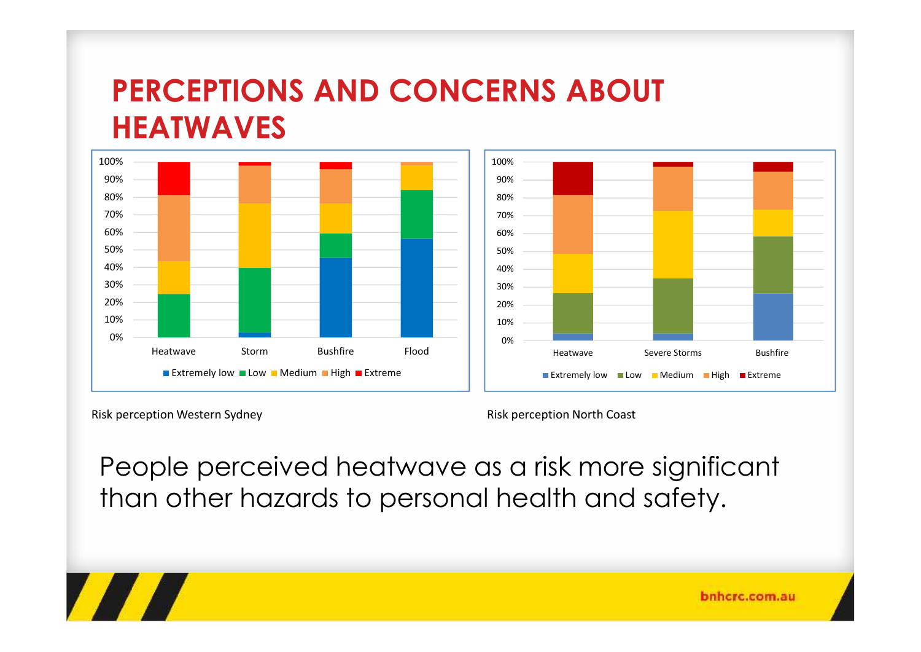# PERCEPTIONS AND CONCERNS ABOUT HEATWAVES

Risk perception Western Sydney

Risk perception North Coast

People perceived heatwave as a risk more significant than other hazards to personal health and safety.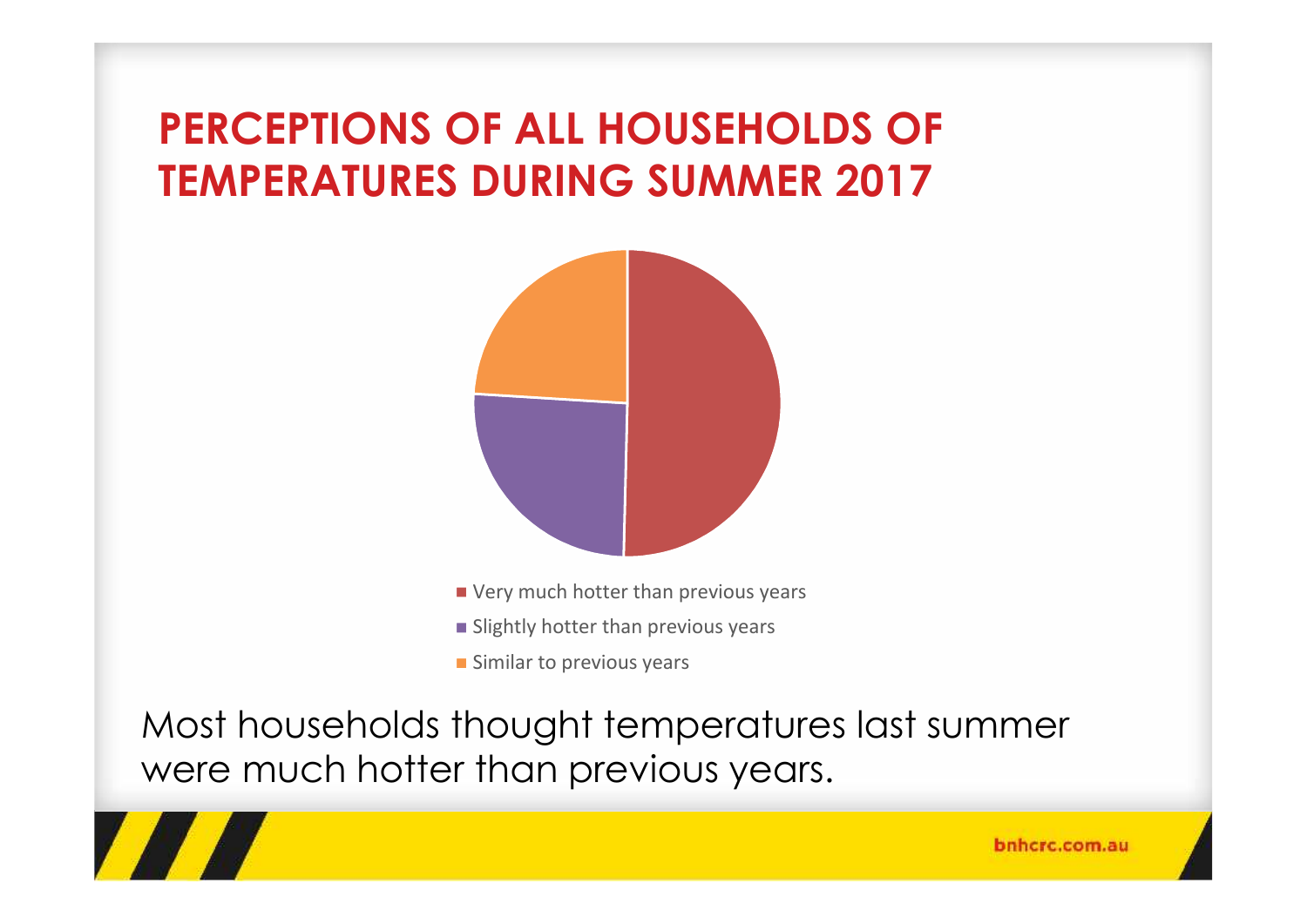# PERCEPTIONS OF ALL HOUSEHOLDS OF TEMPERATURES DURING SUMMER 2017

- Very much hotter than previous years
- Slightly hotter than previous years
- Similar to previous years

Most households thought temperatures last summer were much hotter than previous years.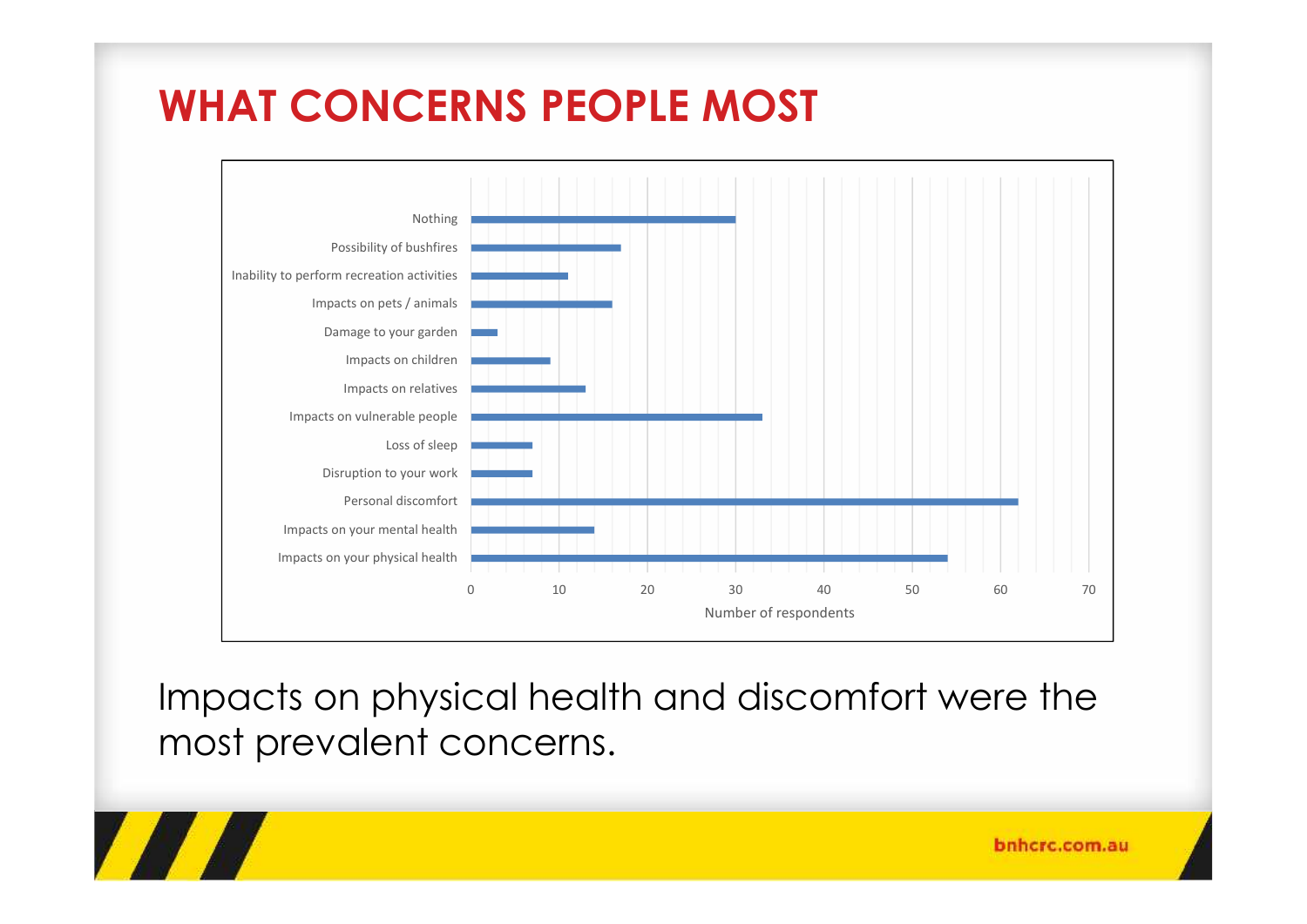# WHAT CONCERNS PEOPLE MOST

| Concern | Number of respondents |
|---|---|
| Nothing | 30 |
| Possibility of bushfires | 17 |
| Inability to perform recreation activities | 11 |
| Impacts on pets / animals | 16 |
| Damage to your garden | 3 |
| Impacts on children | 9 |
| Impacts on relatives | 13 |
| Impacts on vulnerable people | 33 |
| Loss of sleep | 7 |
| Disruption to your work | 7 |
| Personal discomfort | 62 |
| Impacts on your mental health | 14 |
| Impacts on your physical health | 54 |

Impacts on physical health and discomfort were the most prevalent concerns.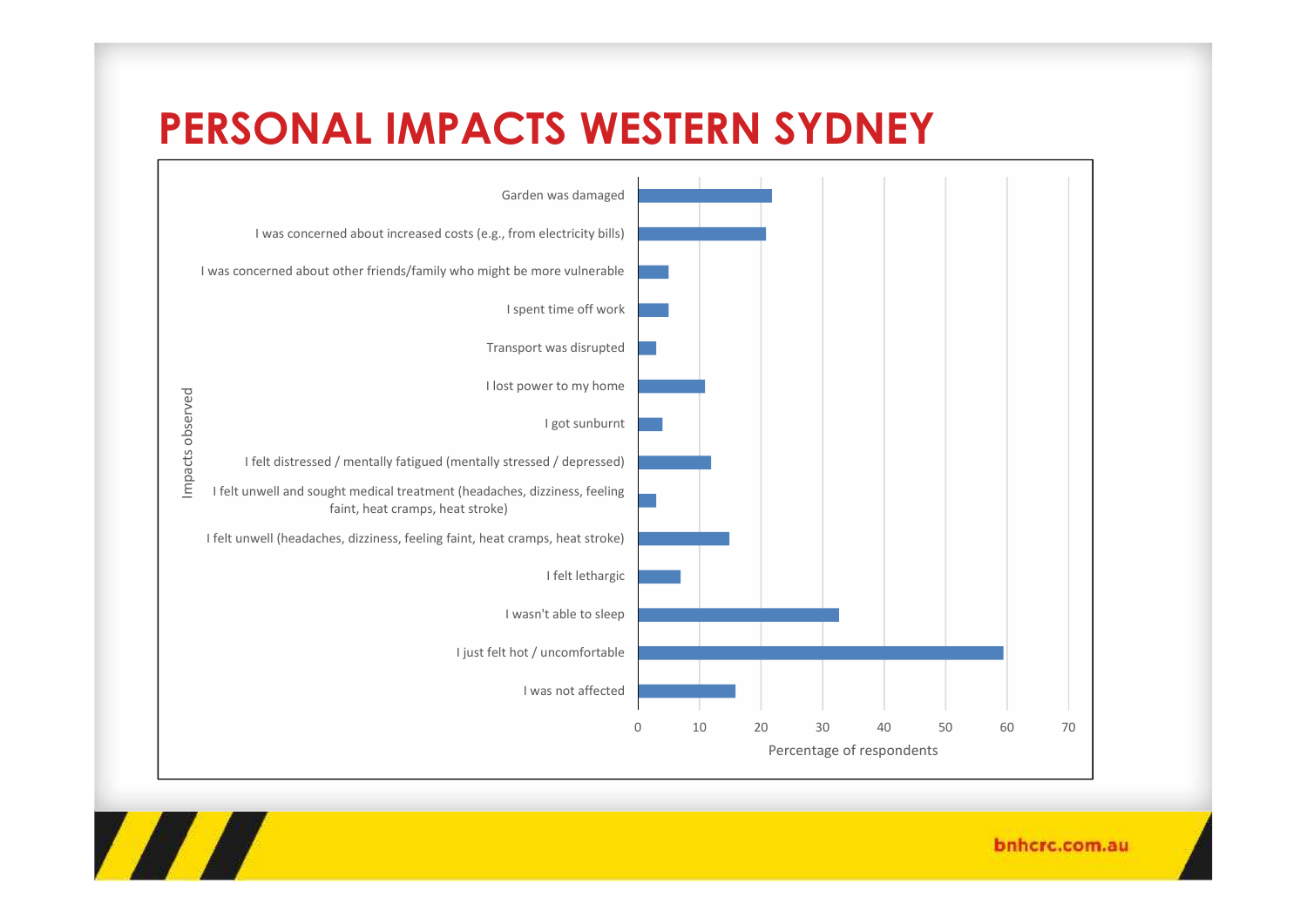# PERSONAL IMPACTS WESTERN SYDNEY

Impacts observed

- Garden was damaged
- I was concerned about increased costs (e.g., from electricity bills)
- I was concerned about other friends/family who might be more vulnerable
- I spent time off work
- Transport was disrupted
- I lost power to my home
- I got sunburnt
- I felt distressed / mentally fatigued (mentally stressed / depressed)
- I felt unwell and sought medical treatment (headaches, dizziness, feeling faint, heat cramps, heat stroke)
- I felt unwell (headaches, dizziness, feeling faint, heat cramps, heat stroke)
- I felt lethargic
- I wasn't able to sleep
- I just felt hot / uncomfortable
- I was not affected

0 10 20 30 40 50 60 70

Percentage of respondents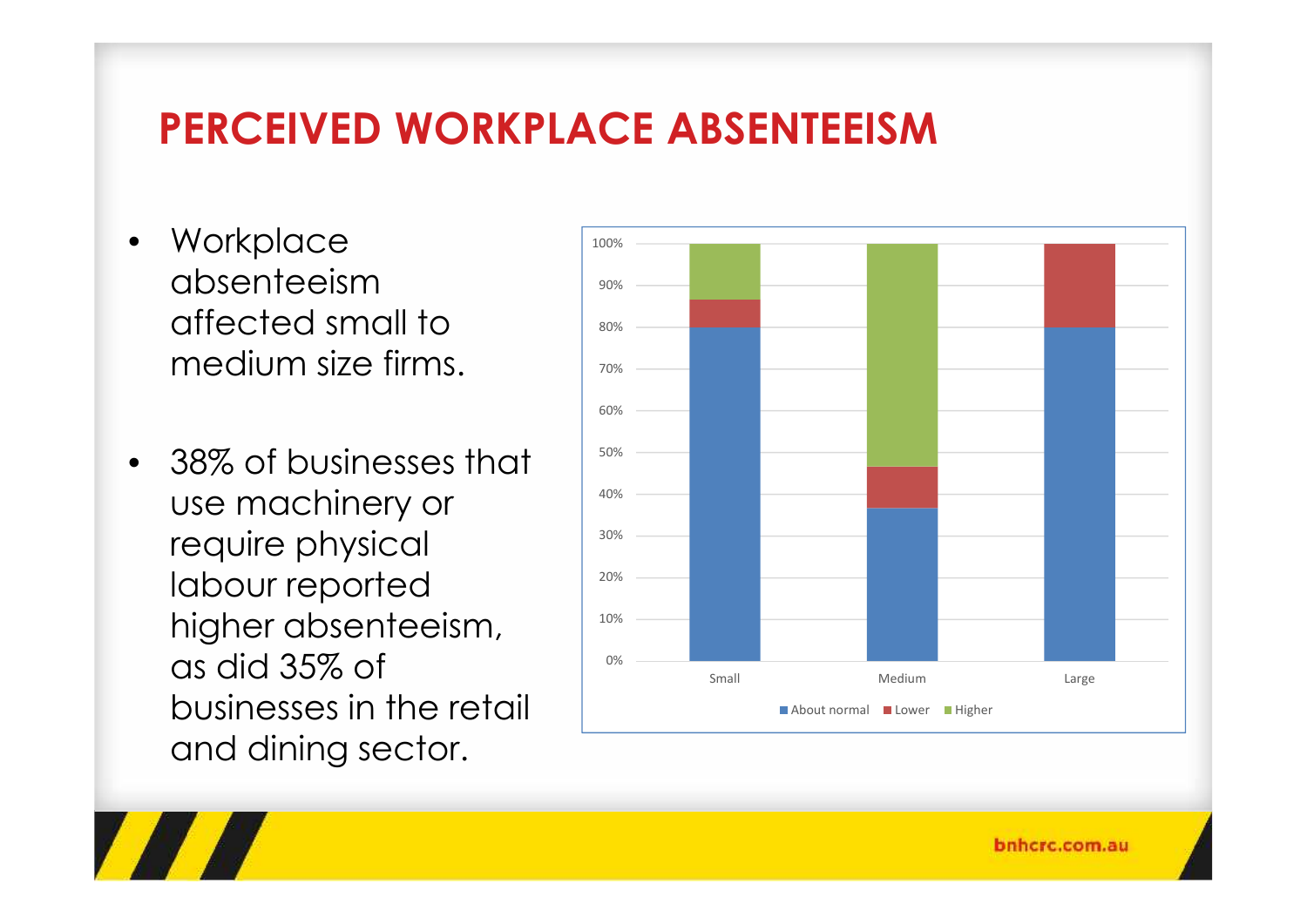# PERCEIVED WORKPLACE ABSENTEEISM

- Workplace absenteeism affected small to medium size firms.
- 38% of businesses that use machinery or require physical labour reported higher absenteeism, as did 35% of businesses in the retail and dining sector.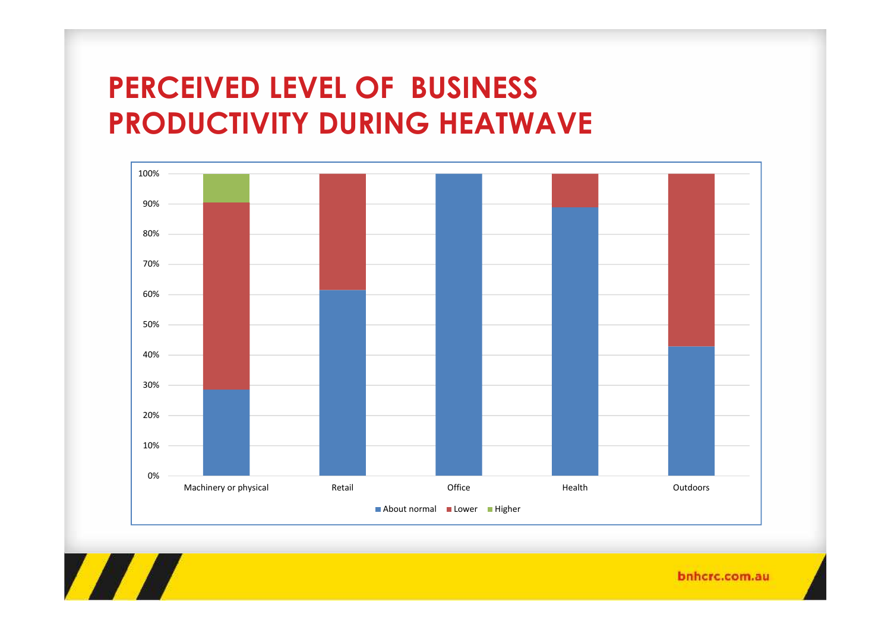# PERCEIVED LEVEL OF BUSINESS PRODUCTIVITY DURING HEATWAVE

| | About normal | Lower | Higher |
|---|---|---|---|
| Machinery or physical | ~29% | ~61% | ~10% |
| Retail | ~62% | ~38% | |
| Office | 100% | | |
| Health | ~89% | ~11% | |
| Outdoors | ~43% | ~57% | |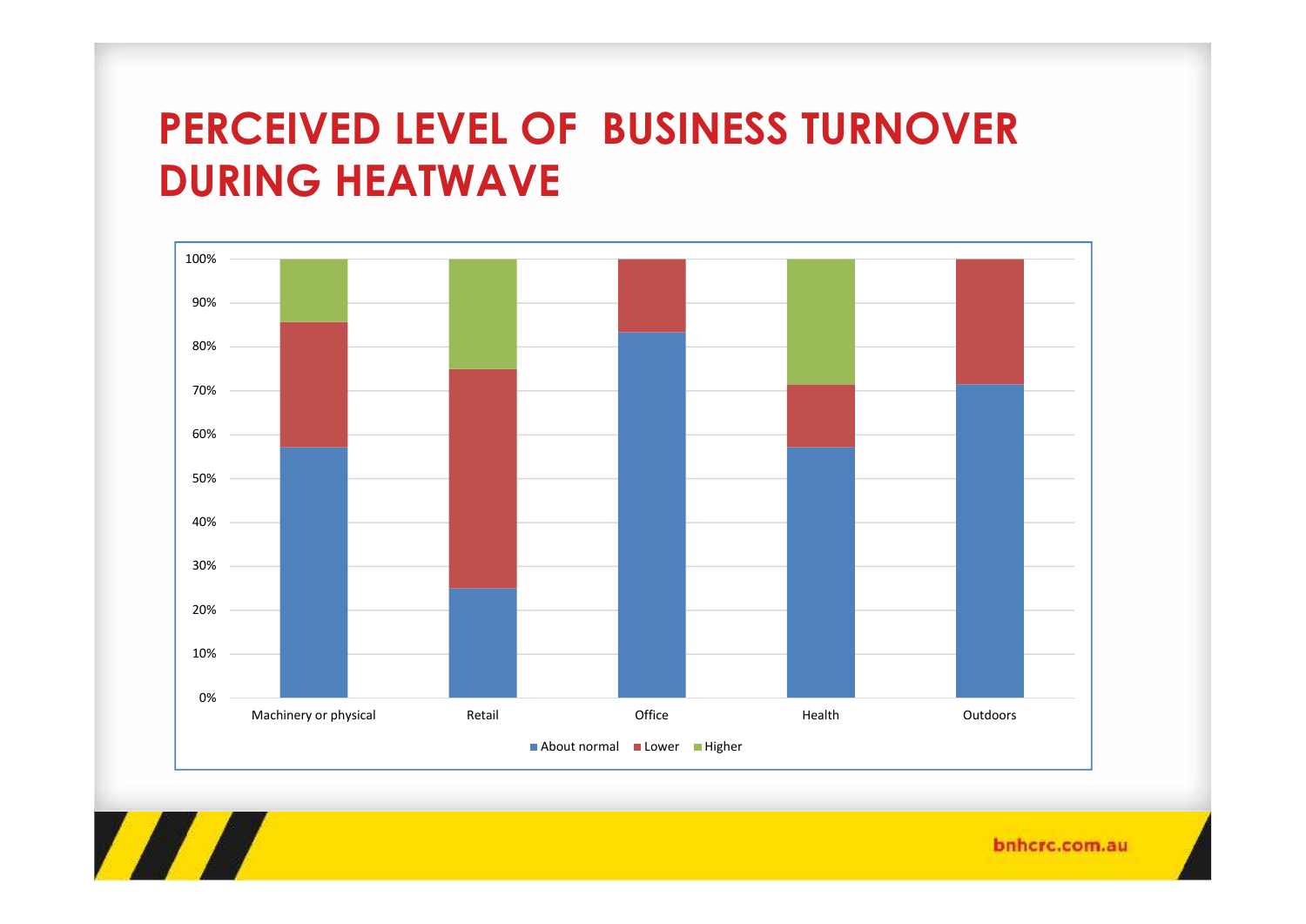# PERCEIVED LEVEL OF BUSINESS TURNOVER DURING HEATWAVE

| | About normal | Lower | Higher |
|---|---|---|---|
| Machinery or physical | 57% | 29% | 14% |
| Retail | 25% | 50% | 25% |
| Office | 83% | 17% | 0% |
| Health | 57% | 14% | 29% |
| Outdoors | 71% | 29% | 0% |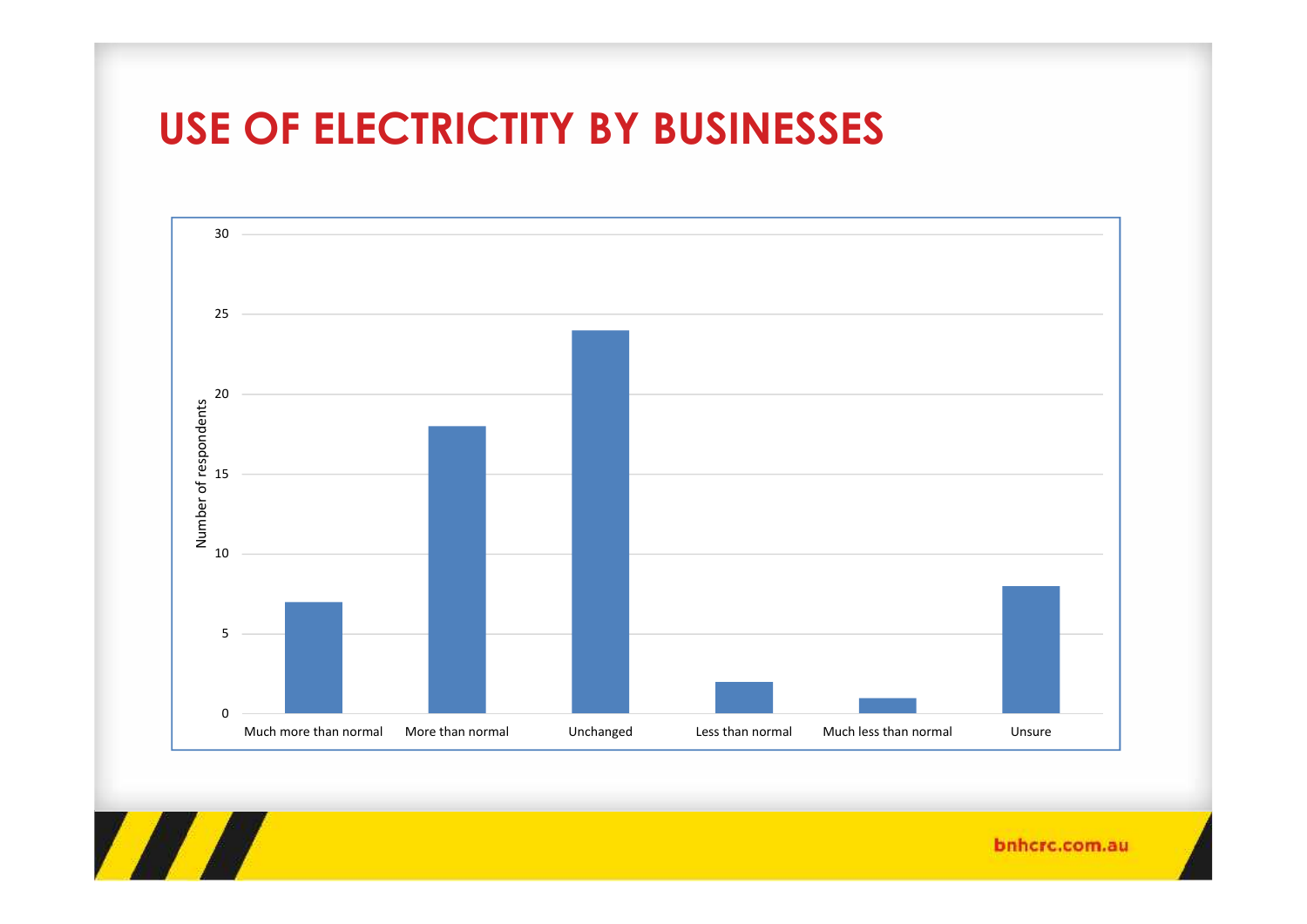# USE OF ELECTRICTITY BY BUSINESSES

| | Number of respondents |
|---|---|
| Much more than normal | 7 |
| More than normal | 18 |
| Unchanged | 24 |
| Less than normal | 2 |
| Much less than normal | 1 |
| Unsure | 8 |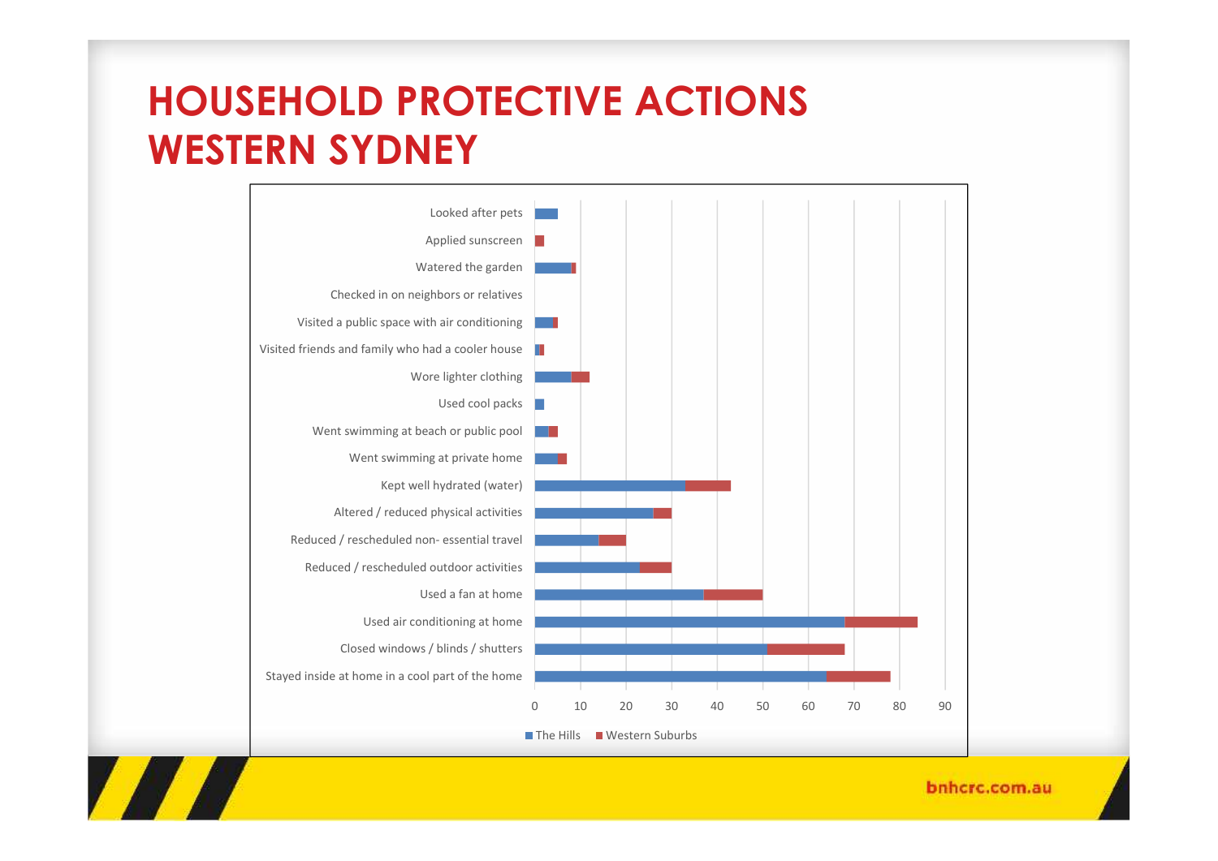# HOUSEHOLD PROTECTIVE ACTIONS WESTERN SYDNEY

| Action | The Hills | Western Suburbs |
|---|---|---|
| Looked after pets | 5 | 0 |
| Applied sunscreen | 0 | 2 |
| Watered the garden | 8 | 1 |
| Checked in on neighbors or relatives | 0 | 0 |
| Visited a public space with air conditioning | 4 | 1 |
| Visited friends and family who had a cooler house | 1 | 1 |
| Wore lighter clothing | 8 | 4 |
| Used cool packs | 2 | 0 |
| Went swimming at beach or public pool | 3 | 2 |
| Went swimming at private home | 5 | 2 |
| Kept well hydrated (water) | 33 | 10 |
| Altered / reduced physical activities | 26 | 4 |
| Reduced / rescheduled non- essential travel | 14 | 6 |
| Reduced / rescheduled outdoor activities | 23 | 7 |
| Used a fan at home | 37 | 13 |
| Used air conditioning at home | 68 | 16 |
| Closed windows / blinds / shutters | 51 | 17 |
| Stayed inside at home in a cool part of the home | 64 | 14 |

■ The Hills ■ Western Suburbs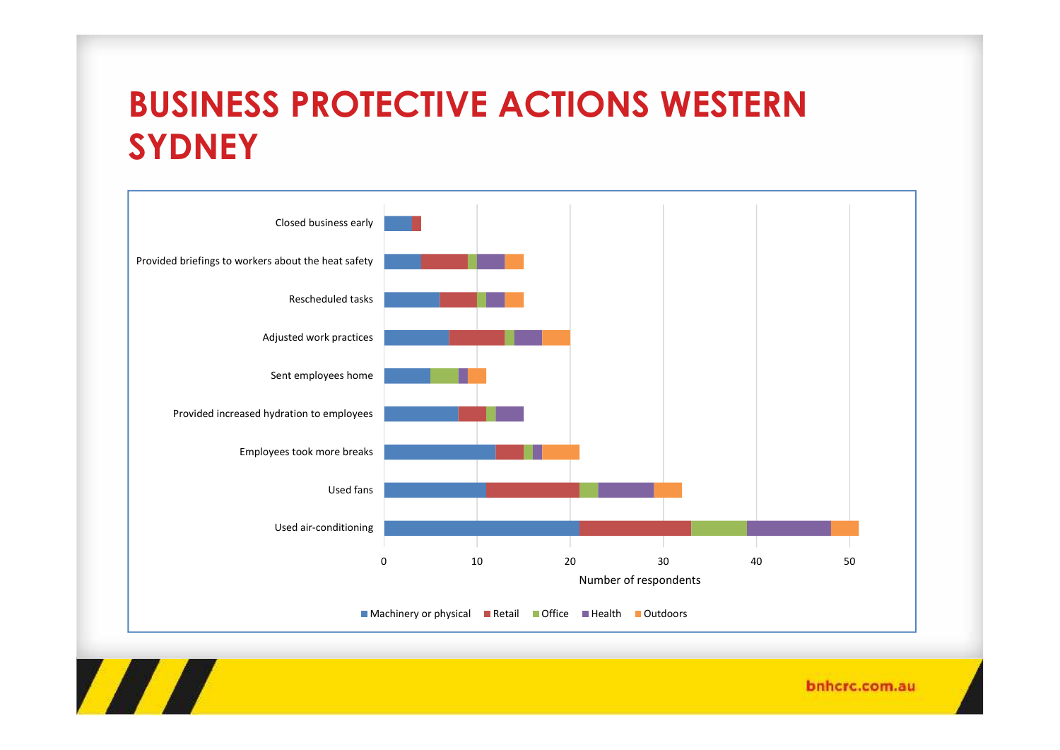# BUSINESS PROTECTIVE ACTIONS WESTERN SYDNEY

Closed business early

Provided briefings to workers about the heat safety

Rescheduled tasks

Adjusted work practices

Sent employees home

Provided increased hydration to employees

Employees took more breaks

Used fans

Used air-conditioning

0 10 20 30 40 50

Number of respondents

■ Machinery or physical ■ Retail ■ Office ■ Health ■ Outdoors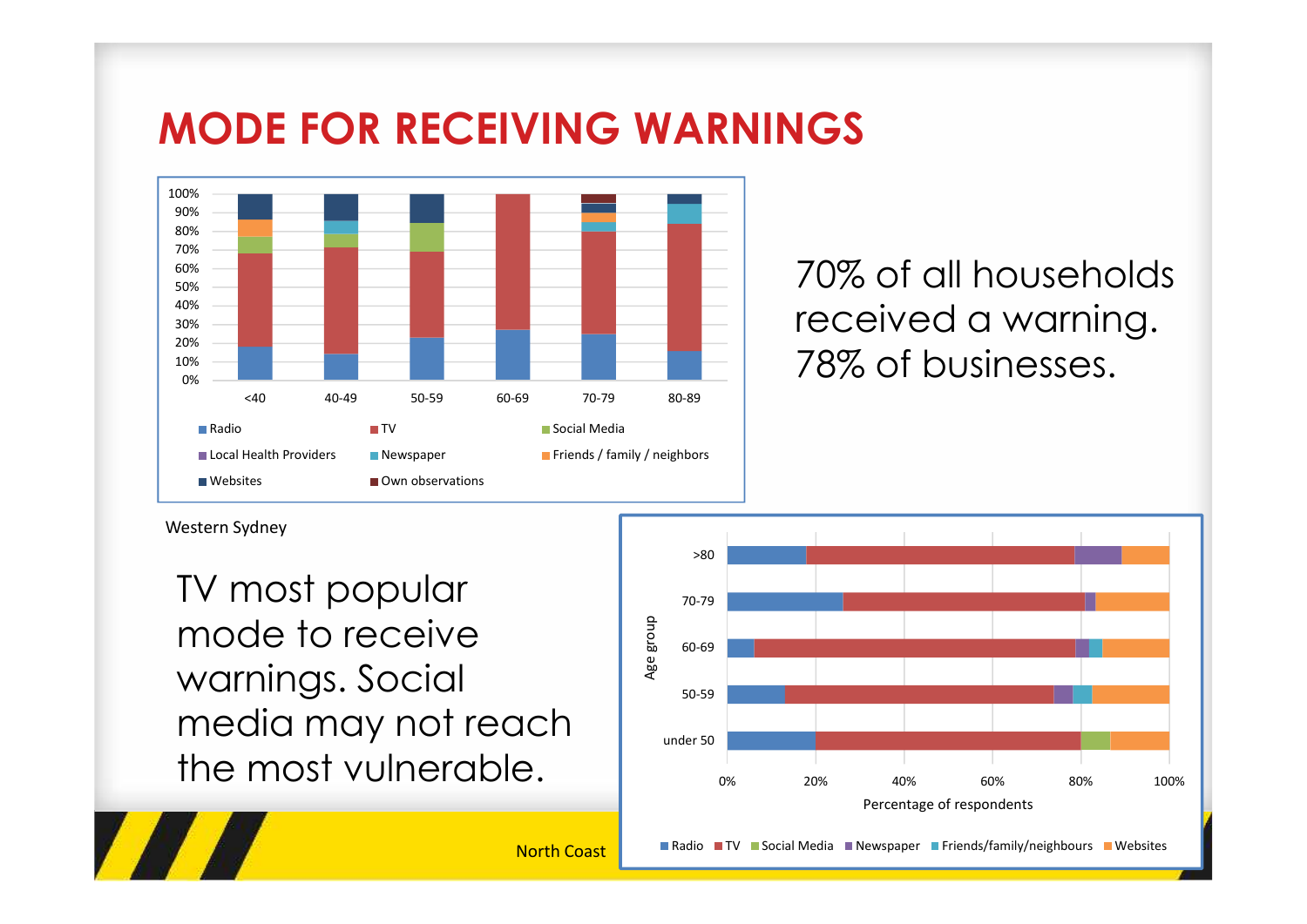# MODE FOR RECEIVING WARNINGS

Western Sydney

70% of all households received a warning. 78% of businesses.

TV most popular mode to receive warnings. Social media may not reach the most vulnerable.

North Coast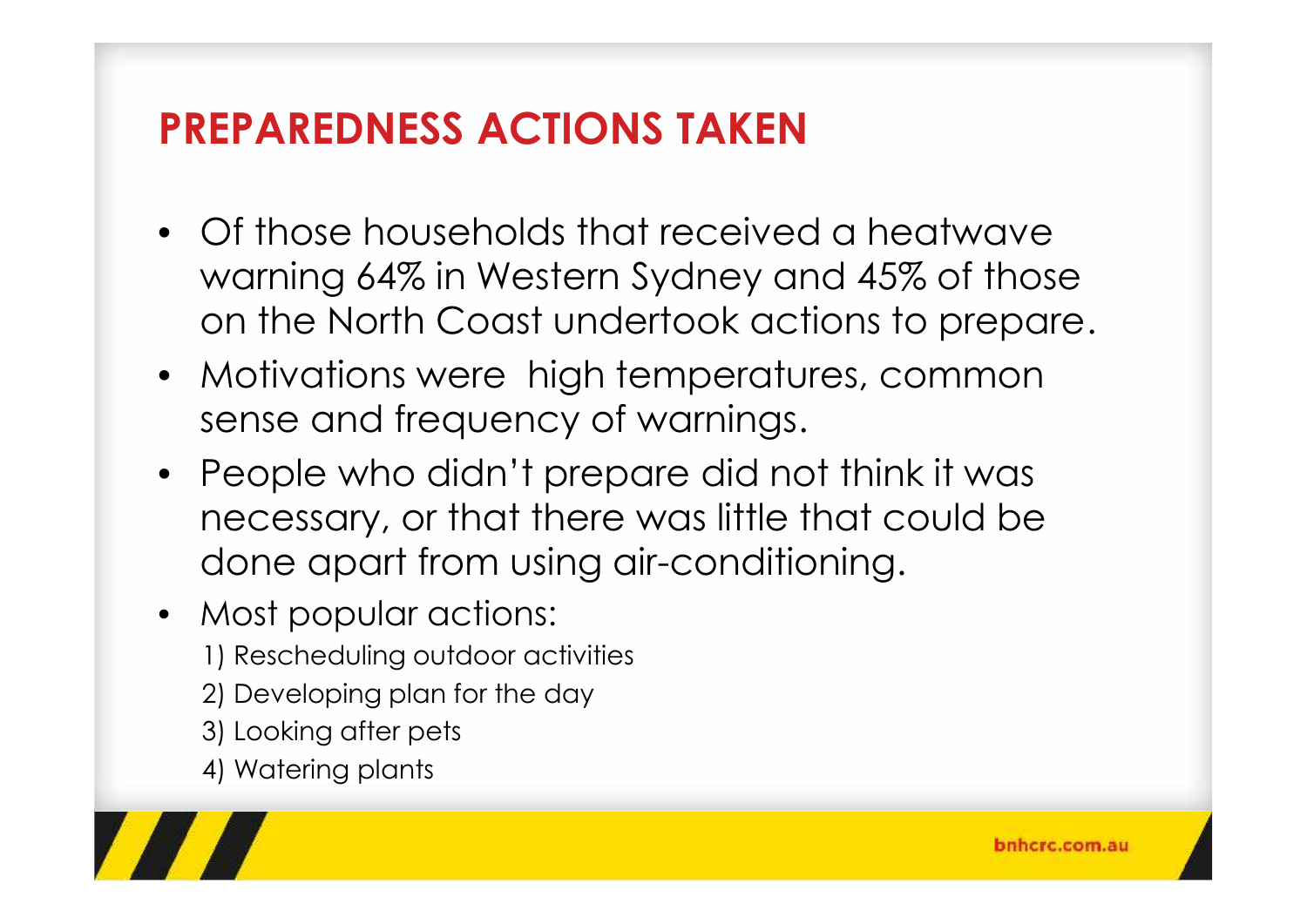# PREPAREDNESS ACTIONS TAKEN

- Of those households that received a heatwave warning 64% in Western Sydney and 45% of those on the North Coast undertook actions to prepare.
- Motivations were high temperatures, common sense and frequency of warnings.
- People who didn't prepare did not think it was necessary, or that there was little that could be done apart from using air-conditioning.
- Most popular actions:
  1) Rescheduling outdoor activities
  2) Developing plan for the day
  3) Looking after pets
  4) Watering plants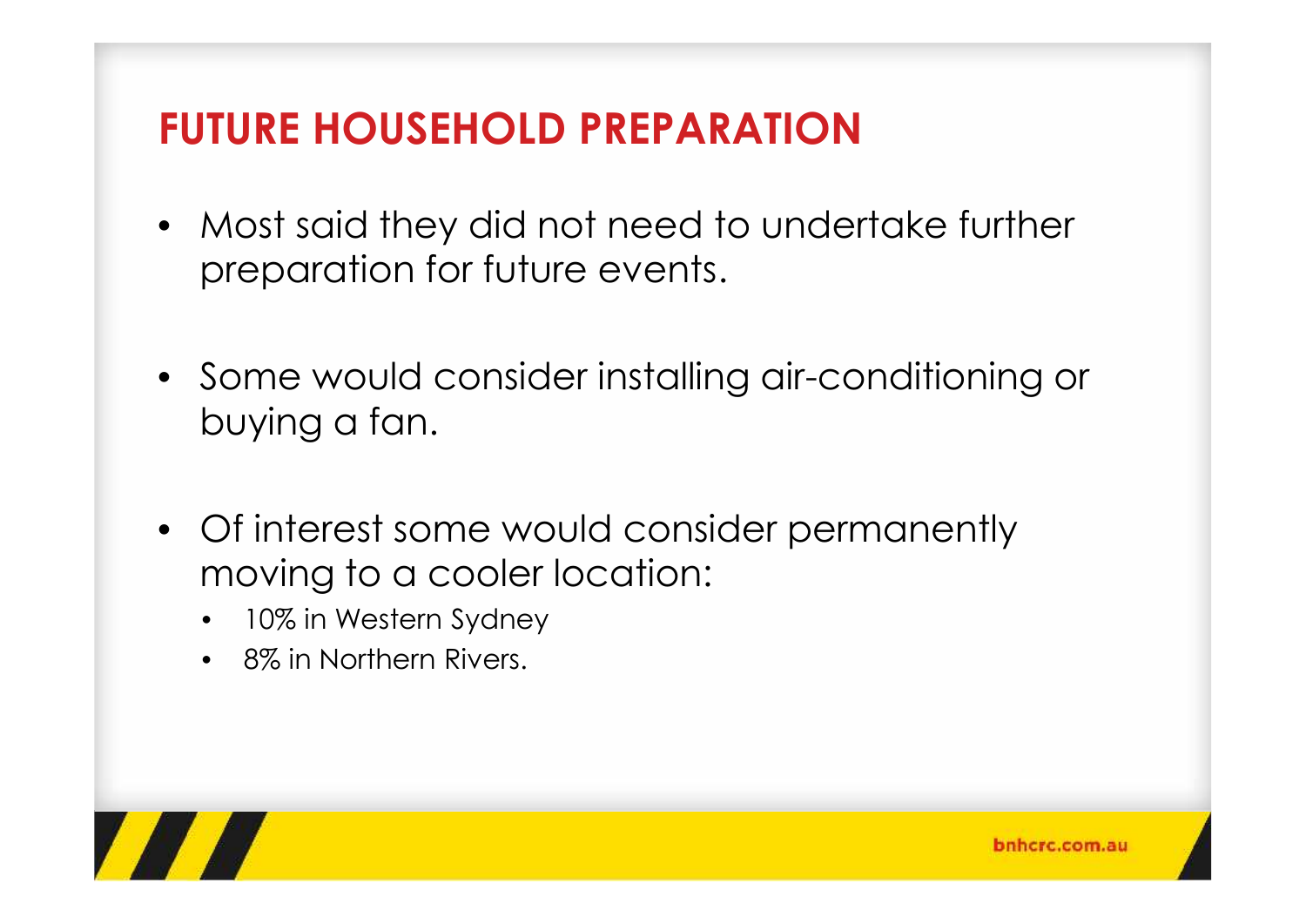# FUTURE HOUSEHOLD PREPARATION

- Most said they did not need to undertake further preparation for future events.
- Some would consider installing air-conditioning or buying a fan.
- Of interest some would consider permanently moving to a cooler location:
  - 10% in Western Sydney
  - 8% in Northern Rivers.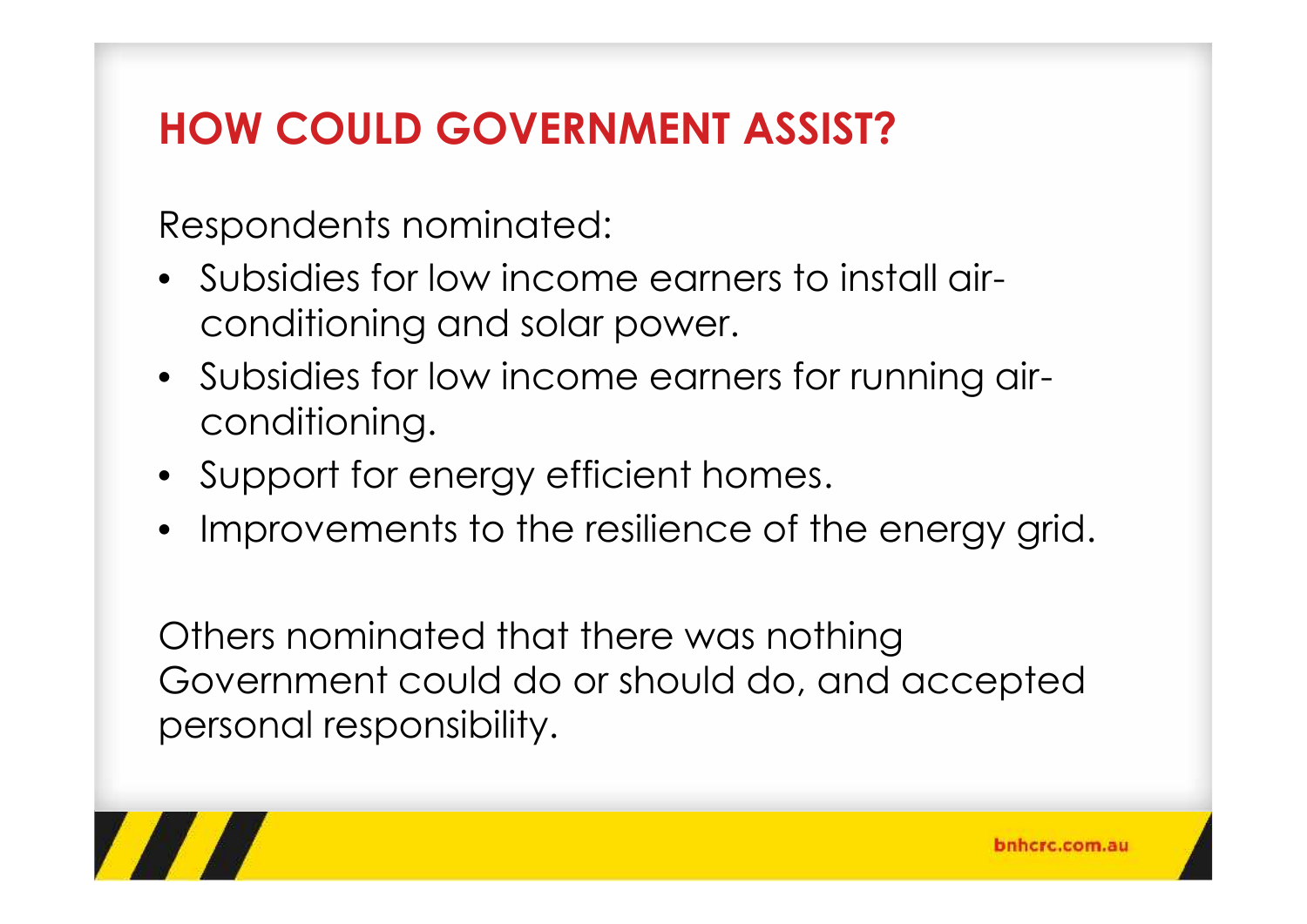# HOW COULD GOVERNMENT ASSIST?

Respondents nominated:

- Subsidies for low income earners to install air-conditioning and solar power.
- Subsidies for low income earners for running air-conditioning.
- Support for energy efficient homes.
- Improvements to the resilience of the energy grid.

Others nominated that there was nothing Government could do or should do, and accepted personal responsibility.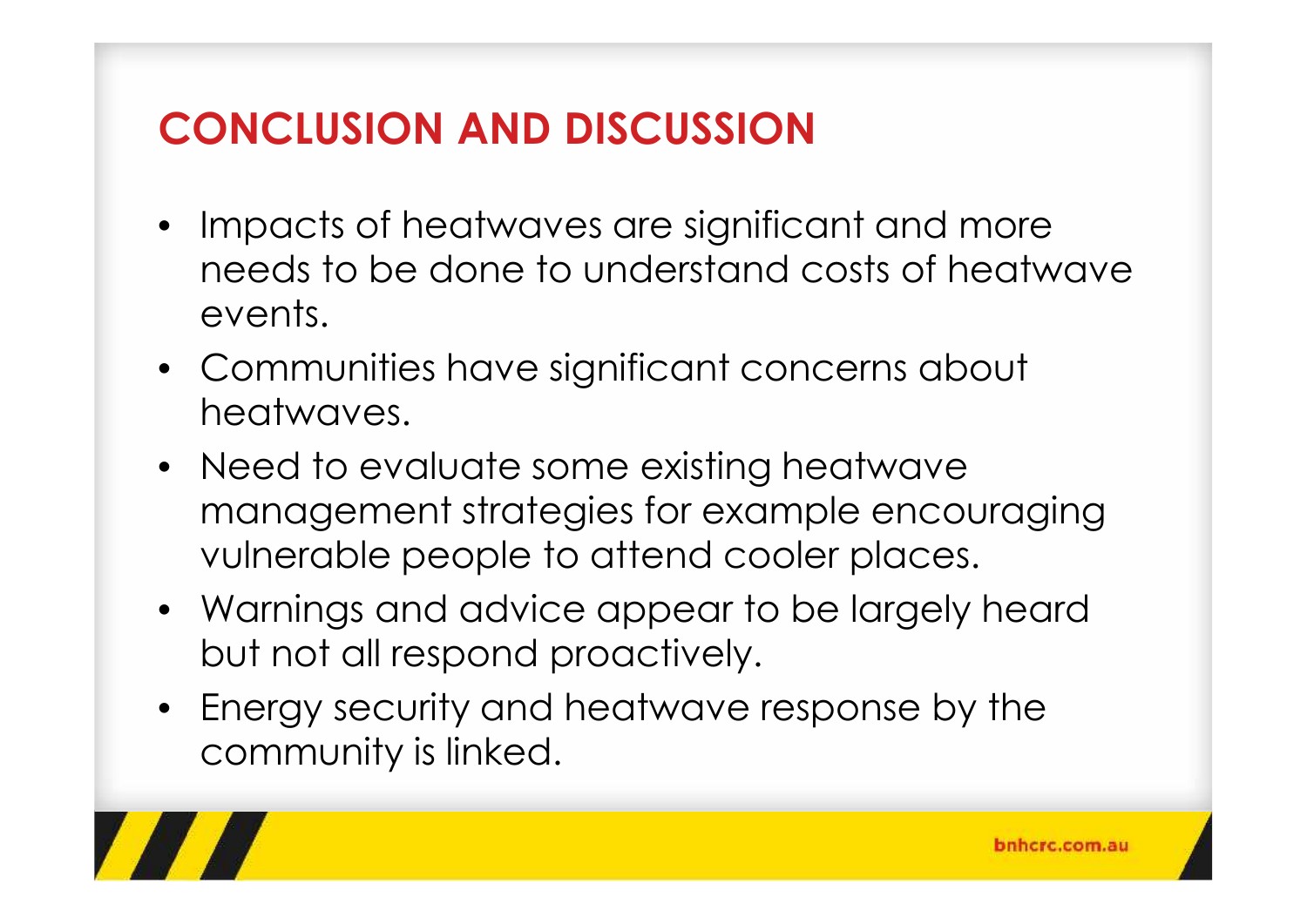# CONCLUSION AND DISCUSSION

- Impacts of heatwaves are significant and more needs to be done to understand costs of heatwave events.
- Communities have significant concerns about heatwaves.
- Need to evaluate some existing heatwave management strategies for example encouraging vulnerable people to attend cooler places.
- Warnings and advice appear to be largely heard but not all respond proactively.
- Energy security and heatwave response by the community is linked.